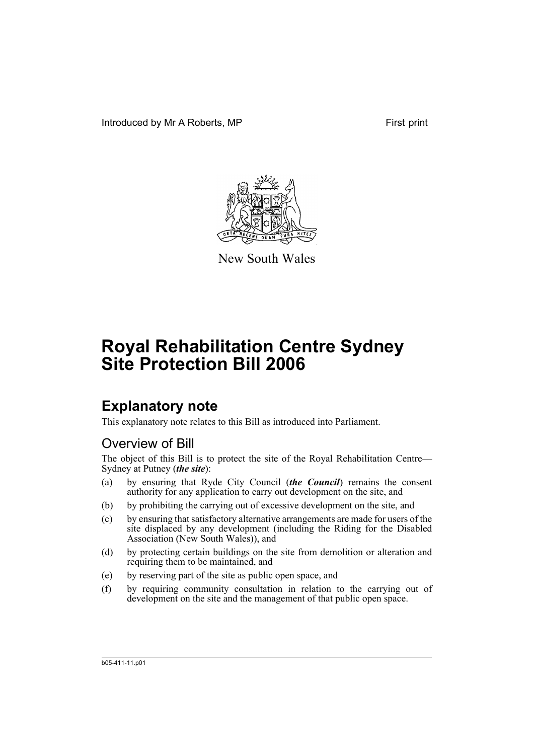Introduced by Mr A Roberts, MP First print

New South Wales

# Royal Rehabilitation Centre Sydney Site Protection Bill 2006

## Explanatory note

This explanatory note relates to this Bill as introduced into Parliament.

### Overview of Bill

The object of this Bill is to protect the site of the Royal Rehabilitation Centre—Sydney at Putney (***the site***):

(a) by ensuring that Ryde City Council (***the Council***) remains the consent authority for any application to carry out development on the site, and

(b) by prohibiting the carrying out of excessive development on the site, and

(c) by ensuring that satisfactory alternative arrangements are made for users of the site displaced by any development (including the Riding for the Disabled Association (New South Wales)), and

(d) by protecting certain buildings on the site from demolition or alteration and requiring them to be maintained, and

(e) by reserving part of the site as public open space, and

(f) by requiring community consultation in relation to the carrying out of development on the site and the management of that public open space.

b05-411-11.p01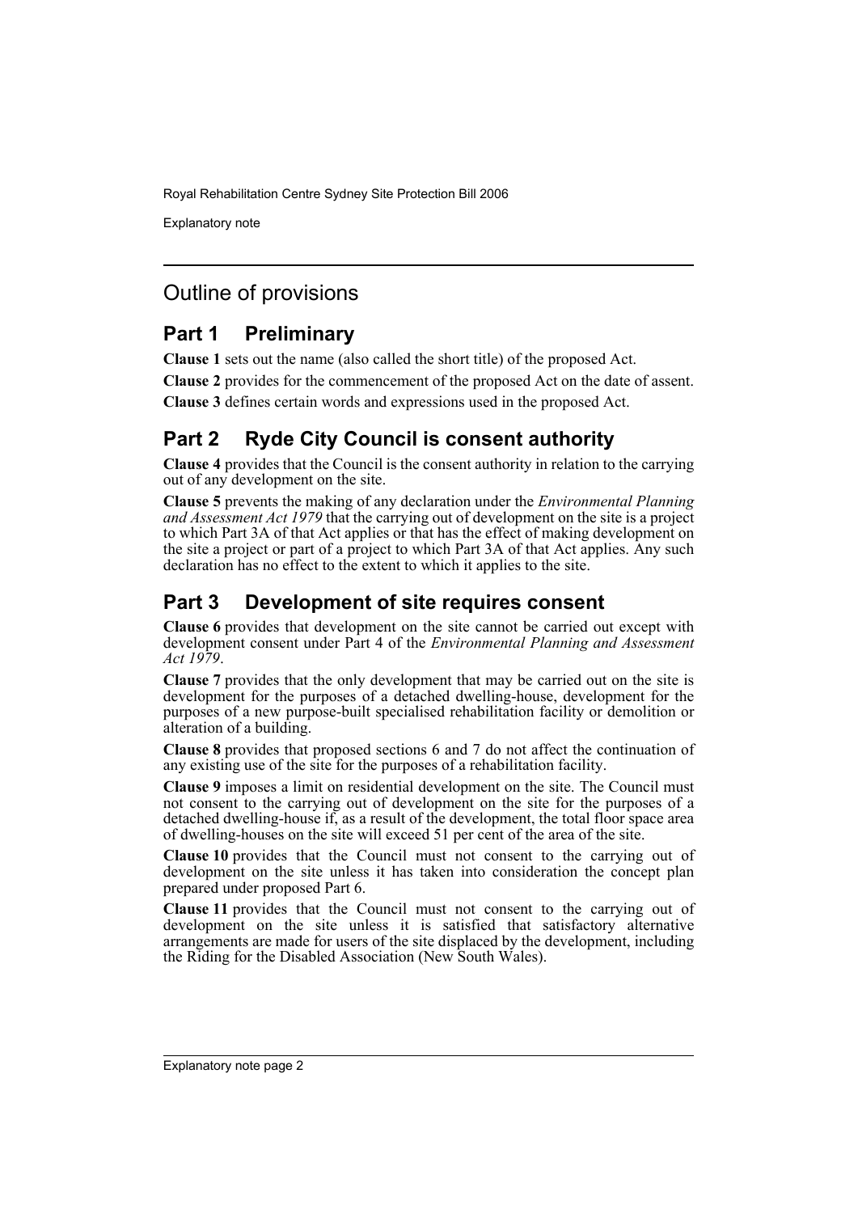## Outline of provisions

### Part 1 Preliminary

**Clause 1** sets out the name (also called the short title) of the proposed Act.

**Clause 2** provides for the commencement of the proposed Act on the date of assent.

**Clause 3** defines certain words and expressions used in the proposed Act.

### Part 2 Ryde City Council is consent authority

**Clause 4** provides that the Council is the consent authority in relation to the carrying out of any development on the site.

**Clause 5** prevents the making of any declaration under the *Environmental Planning and Assessment Act 1979* that the carrying out of development on the site is a project to which Part 3A of that Act applies or that has the effect of making development on the site a project or part of a project to which Part 3A of that Act applies. Any such declaration has no effect to the extent to which it applies to the site.

### Part 3 Development of site requires consent

**Clause 6** provides that development on the site cannot be carried out except with development consent under Part 4 of the *Environmental Planning and Assessment Act 1979*.

**Clause 7** provides that the only development that may be carried out on the site is development for the purposes of a detached dwelling-house, development for the purposes of a new purpose-built specialised rehabilitation facility or demolition or alteration of a building.

**Clause 8** provides that proposed sections 6 and 7 do not affect the continuation of any existing use of the site for the purposes of a rehabilitation facility.

**Clause 9** imposes a limit on residential development on the site. The Council must not consent to the carrying out of development on the site for the purposes of a detached dwelling-house if, as a result of the development, the total floor space area of dwelling-houses on the site will exceed 51 per cent of the area of the site.

**Clause 10** provides that the Council must not consent to the carrying out of development on the site unless it has taken into consideration the concept plan prepared under proposed Part 6.

**Clause 11** provides that the Council must not consent to the carrying out of development on the site unless it is satisfied that satisfactory alternative arrangements are made for users of the site displaced by the development, including the Riding for the Disabled Association (New South Wales).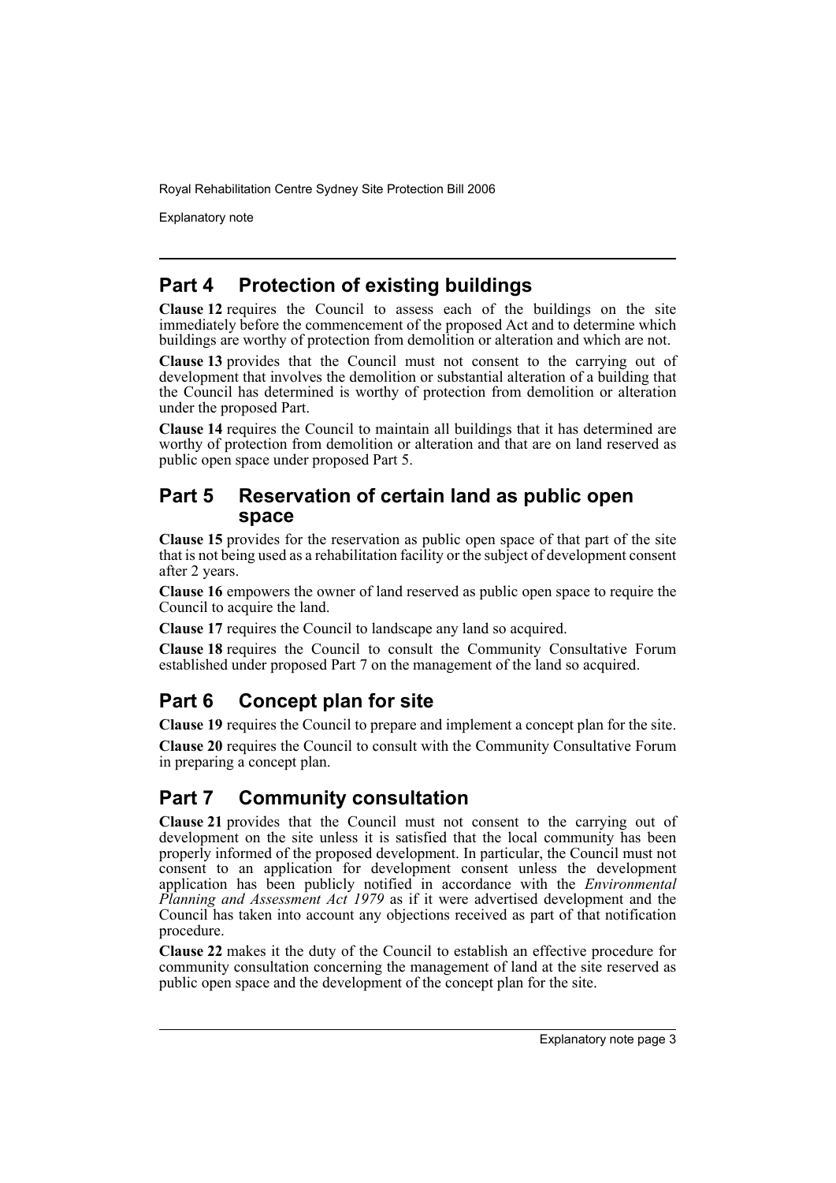## Part 4 Protection of existing buildings

**Clause 12** requires the Council to assess each of the buildings on the site immediately before the commencement of the proposed Act and to determine which buildings are worthy of protection from demolition or alteration and which are not.

**Clause 13** provides that the Council must not consent to the carrying out of development that involves the demolition or substantial alteration of a building that the Council has determined is worthy of protection from demolition or alteration under the proposed Part.

**Clause 14** requires the Council to maintain all buildings that it has determined are worthy of protection from demolition or alteration and that are on land reserved as public open space under proposed Part 5.

## Part 5 Reservation of certain land as public open space

**Clause 15** provides for the reservation as public open space of that part of the site that is not being used as a rehabilitation facility or the subject of development consent after 2 years.

**Clause 16** empowers the owner of land reserved as public open space to require the Council to acquire the land.

**Clause 17** requires the Council to landscape any land so acquired.

**Clause 18** requires the Council to consult the Community Consultative Forum established under proposed Part 7 on the management of the land so acquired.

## Part 6 Concept plan for site

**Clause 19** requires the Council to prepare and implement a concept plan for the site.

**Clause 20** requires the Council to consult with the Community Consultative Forum in preparing a concept plan.

## Part 7 Community consultation

**Clause 21** provides that the Council must not consent to the carrying out of development on the site unless it is satisfied that the local community has been properly informed of the proposed development. In particular, the Council must not consent to an application for development consent unless the development application has been publicly notified in accordance with the *Environmental Planning and Assessment Act 1979* as if it were advertised development and the Council has taken into account any objections received as part of that notification procedure.

**Clause 22** makes it the duty of the Council to establish an effective procedure for community consultation concerning the management of land at the site reserved as public open space and the development of the concept plan for the site.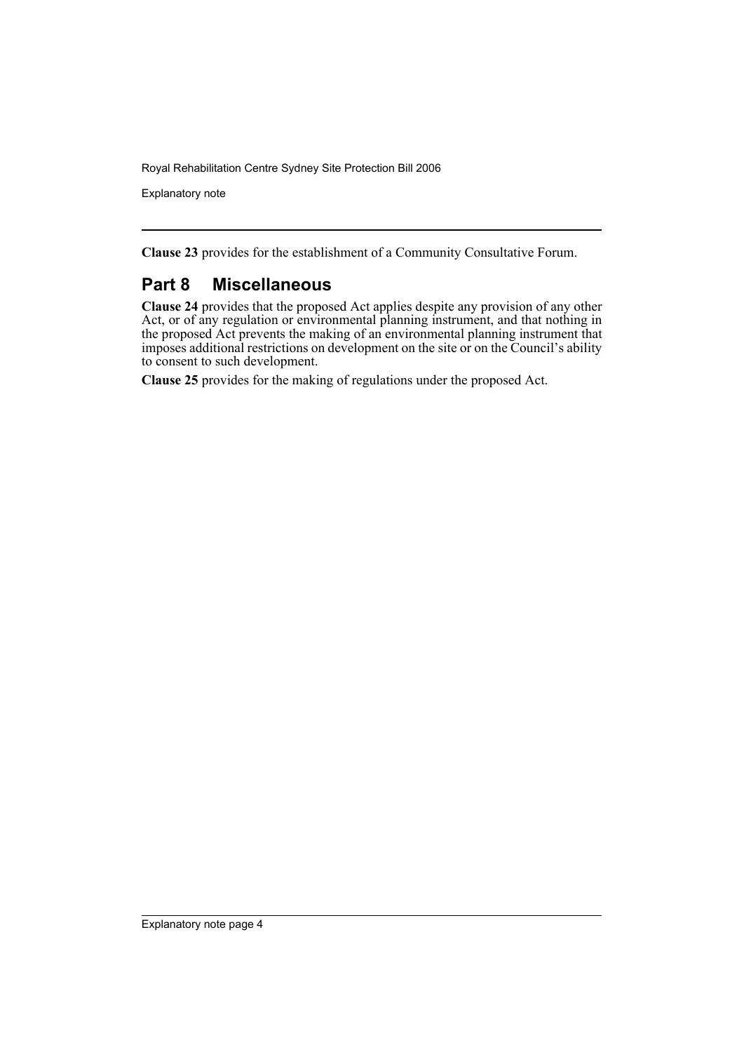**Clause 23** provides for the establishment of a Community Consultative Forum.

## Part 8 Miscellaneous

**Clause 24** provides that the proposed Act applies despite any provision of any other Act, or of any regulation or environmental planning instrument, and that nothing in the proposed Act prevents the making of an environmental planning instrument that imposes additional restrictions on development on the site or on the Council's ability to consent to such development.

**Clause 25** provides for the making of regulations under the proposed Act.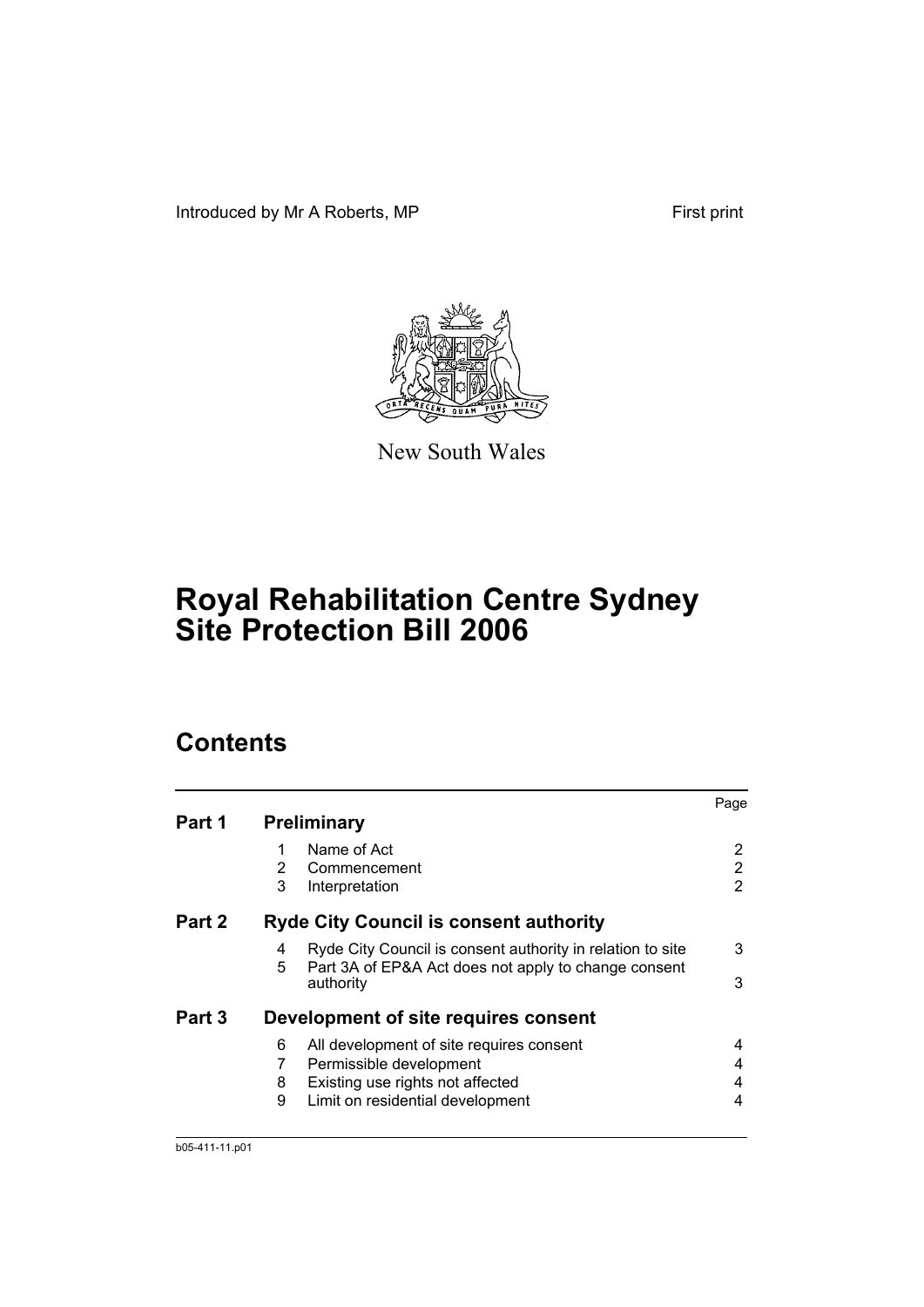Introduced by Mr A Roberts, MP First print

New South Wales

# Royal Rehabilitation Centre Sydney Site Protection Bill 2006

## Contents

| | | | Page |
|---|---|---|---|
| **Part 1** | **Preliminary** | | |
| | 1 | Name of Act | 2 |
| | 2 | Commencement | 2 |
| | 3 | Interpretation | 2 |
| **Part 2** | **Ryde City Council is consent authority** | | |
| | 4 | Ryde City Council is consent authority in relation to site | 3 |
| | 5 | Part 3A of EP&A Act does not apply to change consent authority | 3 |
| **Part 3** | **Development of site requires consent** | | |
| | 6 | All development of site requires consent | 4 |
| | 7 | Permissible development | 4 |
| | 8 | Existing use rights not affected | 4 |
| | 9 | Limit on residential development | 4 |

b05-411-11.p01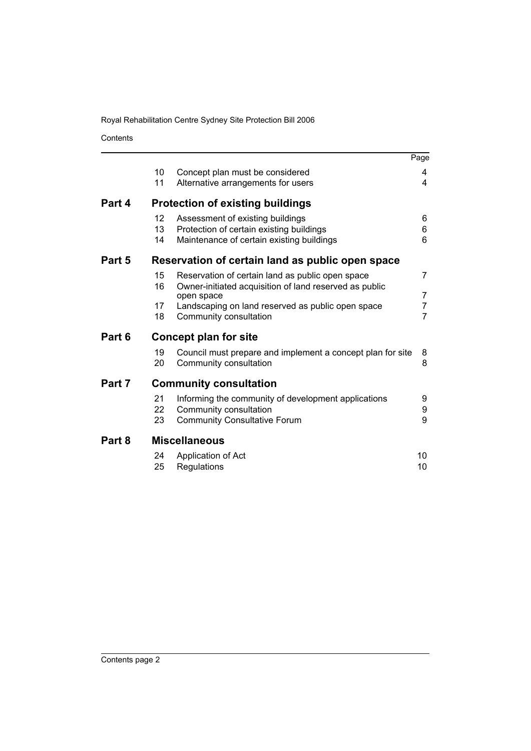| | | | Page |
|---|---|---|---|
| | 10 | Concept plan must be considered | 4 |
| | 11 | Alternative arrangements for users | 4 |
| **Part 4** | | **Protection of existing buildings** | |
| | 12 | Assessment of existing buildings | 6 |
| | 13 | Protection of certain existing buildings | 6 |
| | 14 | Maintenance of certain existing buildings | 6 |
| **Part 5** | | **Reservation of certain land as public open space** | |
| | 15 | Reservation of certain land as public open space | 7 |
| | 16 | Owner-initiated acquisition of land reserved as public open space | 7 |
| | 17 | Landscaping on land reserved as public open space | 7 |
| | 18 | Community consultation | 7 |
| **Part 6** | | **Concept plan for site** | |
| | 19 | Council must prepare and implement a concept plan for site | 8 |
| | 20 | Community consultation | 8 |
| **Part 7** | | **Community consultation** | |
| | 21 | Informing the community of development applications | 9 |
| | 22 | Community consultation | 9 |
| | 23 | Community Consultative Forum | 9 |
| **Part 8** | | **Miscellaneous** | |
| | 24 | Application of Act | 10 |
| | 25 | Regulations | 10 |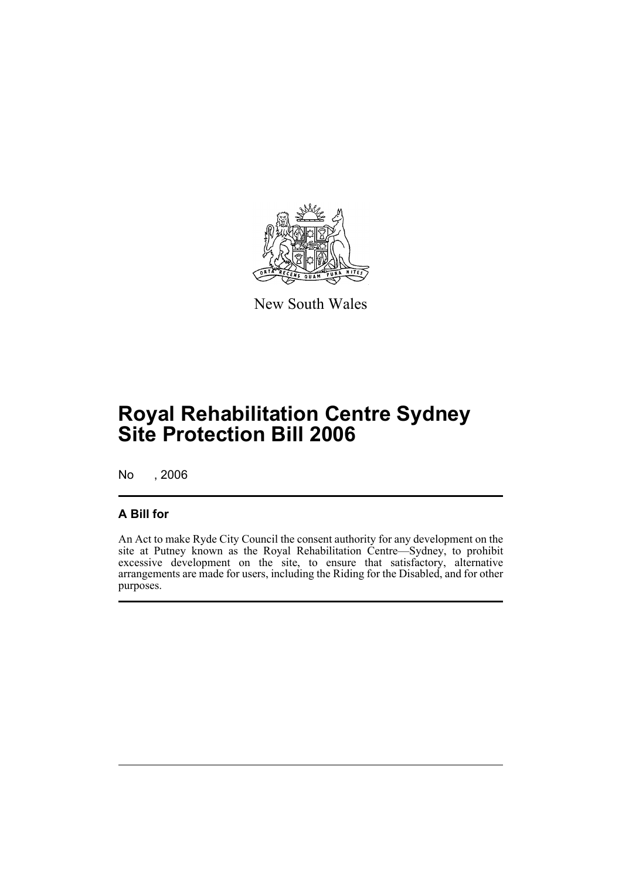New South Wales

# Royal Rehabilitation Centre Sydney Site Protection Bill 2006

No , 2006

## A Bill for

An Act to make Ryde City Council the consent authority for any development on the site at Putney known as the Royal Rehabilitation Centre—Sydney, to prohibit excessive development on the site, to ensure that satisfactory, alternative arrangements are made for users, including the Riding for the Disabled, and for other purposes.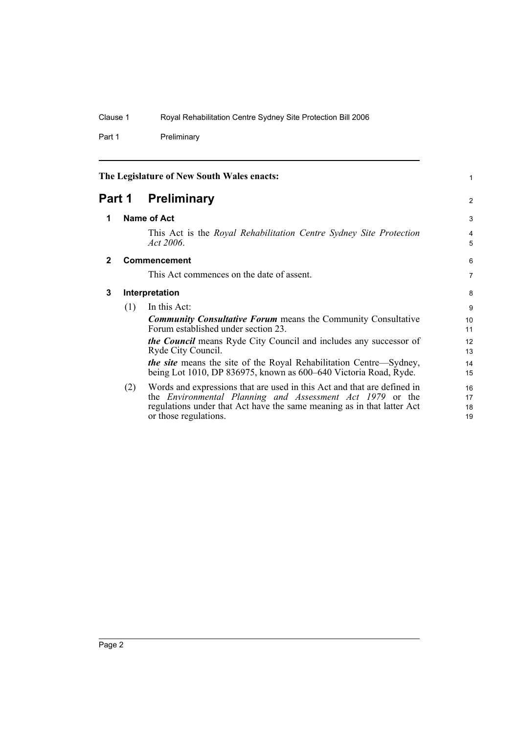The Legislature of New South Wales enacts:

# Part 1 Preliminary

## 1 Name of Act

This Act is the *Royal Rehabilitation Centre Sydney Site Protection Act 2006*.

## 2 Commencement

This Act commences on the date of assent.

## 3 Interpretation

(1) In this Act:

***Community Consultative Forum*** means the Community Consultative Forum established under section 23.

***the Council*** means Ryde City Council and includes any successor of Ryde City Council.

***the site*** means the site of the Royal Rehabilitation Centre—Sydney, being Lot 1010, DP 836975, known as 600–640 Victoria Road, Ryde.

(2) Words and expressions that are used in this Act and that are defined in the *Environmental Planning and Assessment Act 1979* or the regulations under that Act have the same meaning as in that latter Act or those regulations.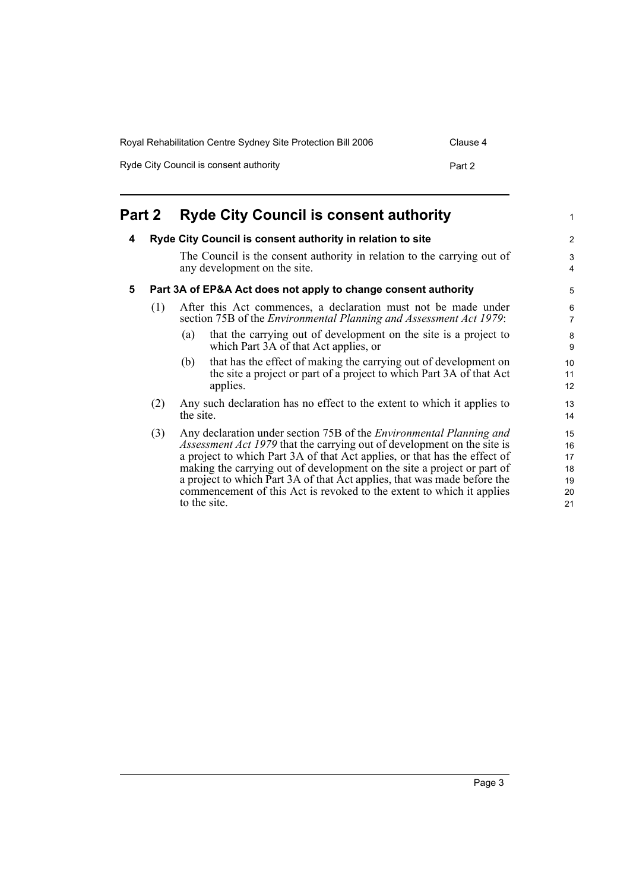## Part 2 Ryde City Council is consent authority

### 4 Ryde City Council is consent authority in relation to site

The Council is the consent authority in relation to the carrying out of any development on the site.

### 5 Part 3A of EP&A Act does not apply to change consent authority

(1) After this Act commences, a declaration must not be made under section 75B of the *Environmental Planning and Assessment Act 1979*:

- (a) that the carrying out of development on the site is a project to which Part 3A of that Act applies, or
- (b) that has the effect of making the carrying out of development on the site a project or part of a project to which Part 3A of that Act applies.

(2) Any such declaration has no effect to the extent to which it applies to the site.

(3) Any declaration under section 75B of the *Environmental Planning and Assessment Act 1979* that the carrying out of development on the site is a project to which Part 3A of that Act applies, or that has the effect of making the carrying out of development on the site a project or part of a project to which Part 3A of that Act applies, that was made before the commencement of this Act is revoked to the extent to which it applies to the site.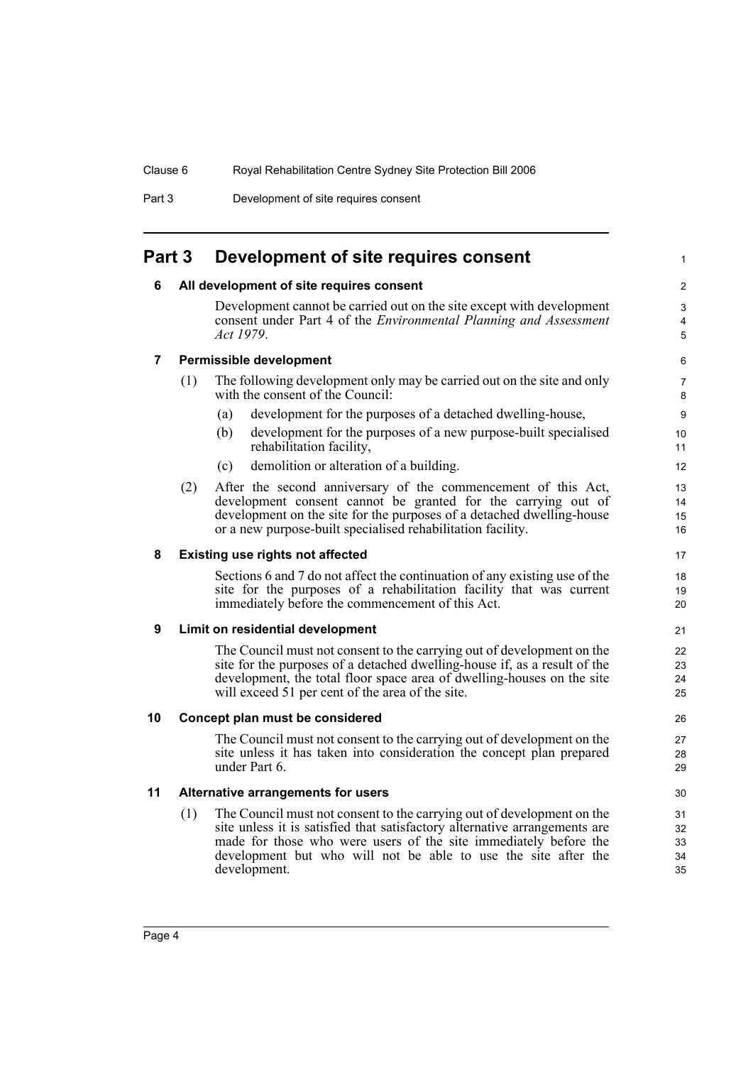# Part 3 Development of site requires consent

## 6 All development of site requires consent

Development cannot be carried out on the site except with development consent under Part 4 of the *Environmental Planning and Assessment Act 1979*.

## 7 Permissible development

(1) The following development only may be carried out on the site and only with the consent of the Council:

(a) development for the purposes of a detached dwelling-house,

(b) development for the purposes of a new purpose-built specialised rehabilitation facility,

(c) demolition or alteration of a building.

(2) After the second anniversary of the commencement of this Act, development consent cannot be granted for the carrying out of development on the site for the purposes of a detached dwelling-house or a new purpose-built specialised rehabilitation facility.

## 8 Existing use rights not affected

Sections 6 and 7 do not affect the continuation of any existing use of the site for the purposes of a rehabilitation facility that was current immediately before the commencement of this Act.

## 9 Limit on residential development

The Council must not consent to the carrying out of development on the site for the purposes of a detached dwelling-house if, as a result of the development, the total floor space area of dwelling-houses on the site will exceed 51 per cent of the area of the site.

## 10 Concept plan must be considered

The Council must not consent to the carrying out of development on the site unless it has taken into consideration the concept plan prepared under Part 6.

## 11 Alternative arrangements for users

(1) The Council must not consent to the carrying out of development on the site unless it is satisfied that satisfactory alternative arrangements are made for those who were users of the site immediately before the development but who will not be able to use the site after the development.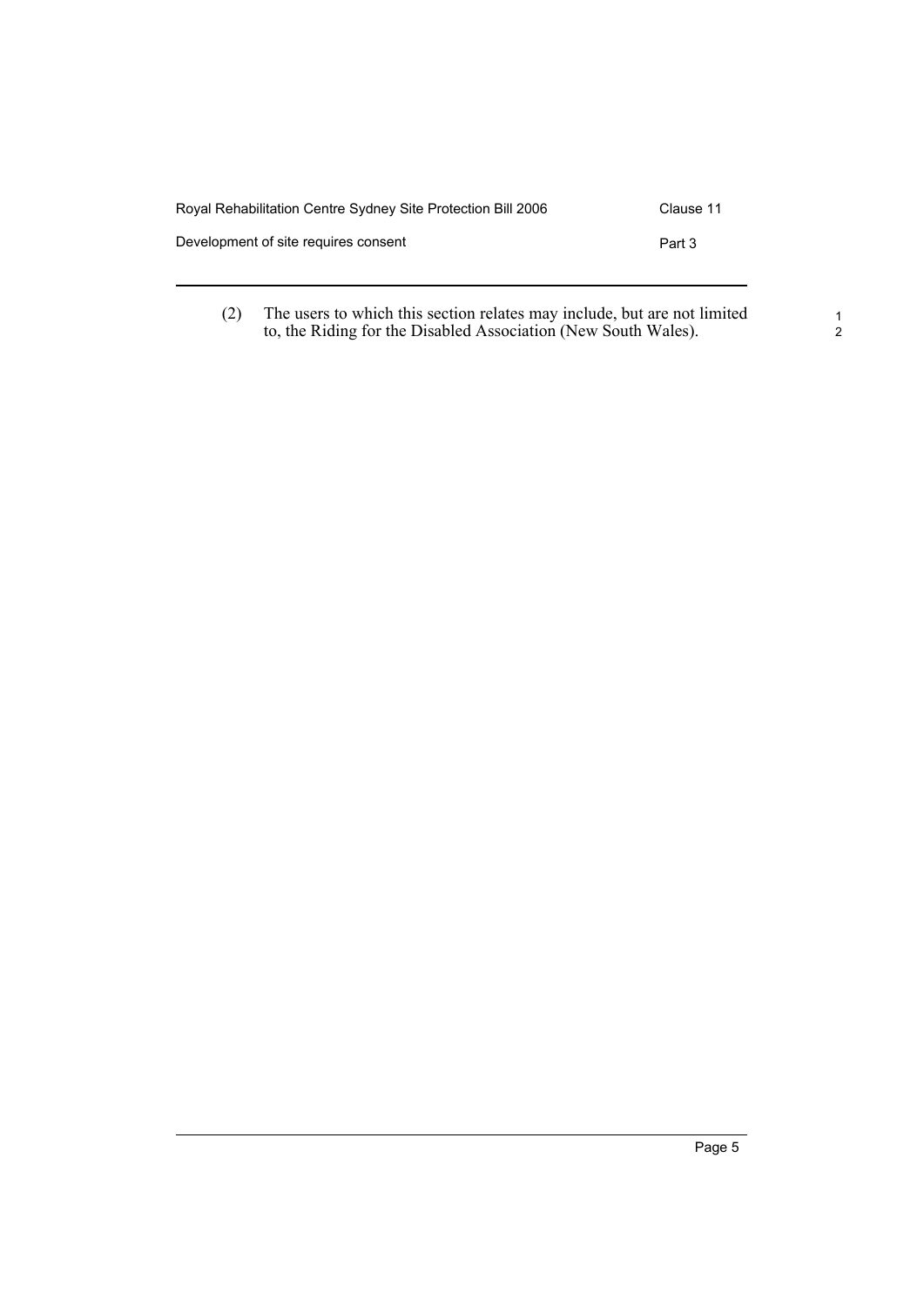(2) The users to which this section relates may include, but are not limited to, the Riding for the Disabled Association (New South Wales).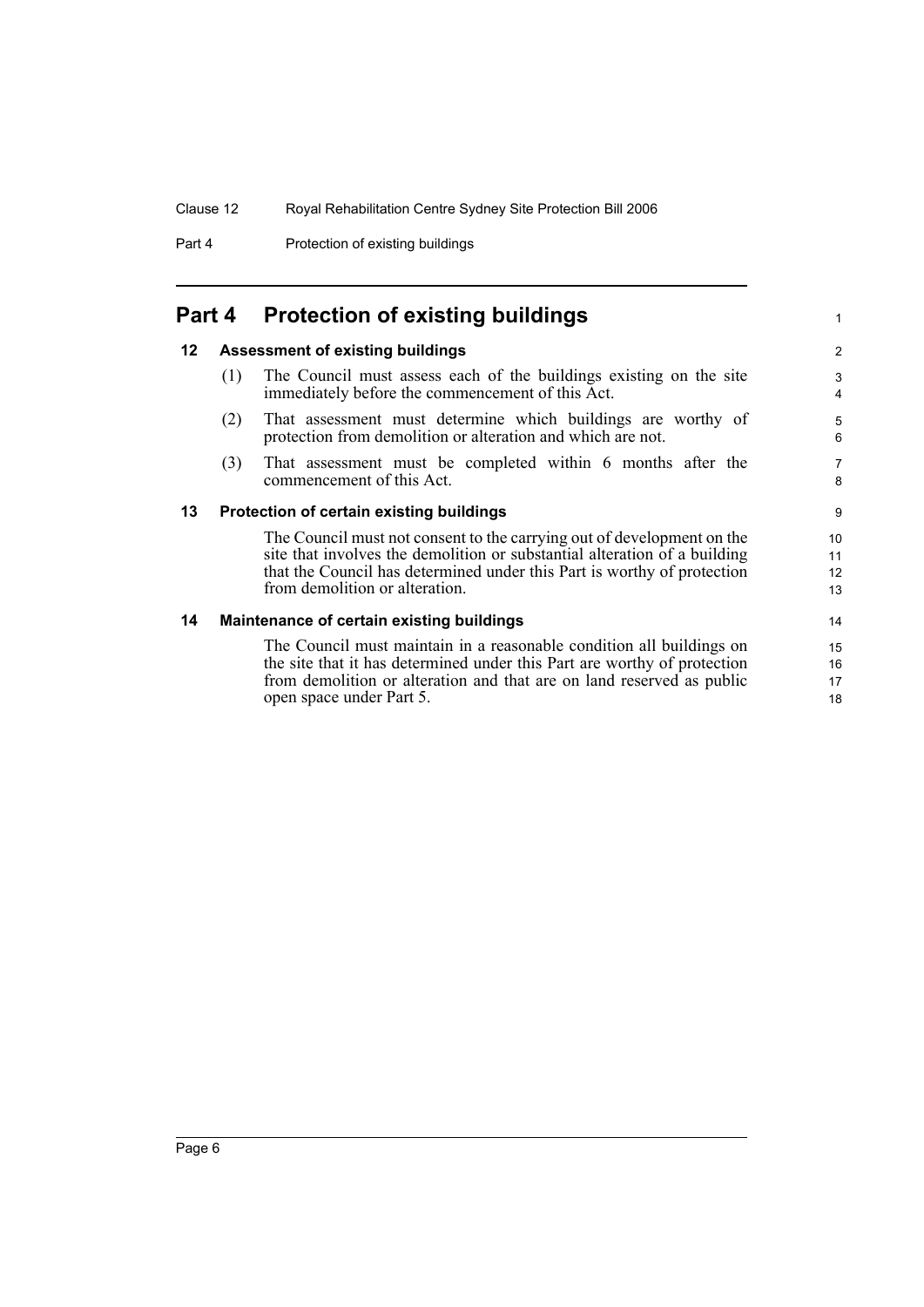## Part 4 Protection of existing buildings

### 12 Assessment of existing buildings

(1) The Council must assess each of the buildings existing on the site immediately before the commencement of this Act.

(2) That assessment must determine which buildings are worthy of protection from demolition or alteration and which are not.

(3) That assessment must be completed within 6 months after the commencement of this Act.

### 13 Protection of certain existing buildings

The Council must not consent to the carrying out of development on the site that involves the demolition or substantial alteration of a building that the Council has determined under this Part is worthy of protection from demolition or alteration.

### 14 Maintenance of certain existing buildings

The Council must maintain in a reasonable condition all buildings on the site that it has determined under this Part are worthy of protection from demolition or alteration and that are on land reserved as public open space under Part 5.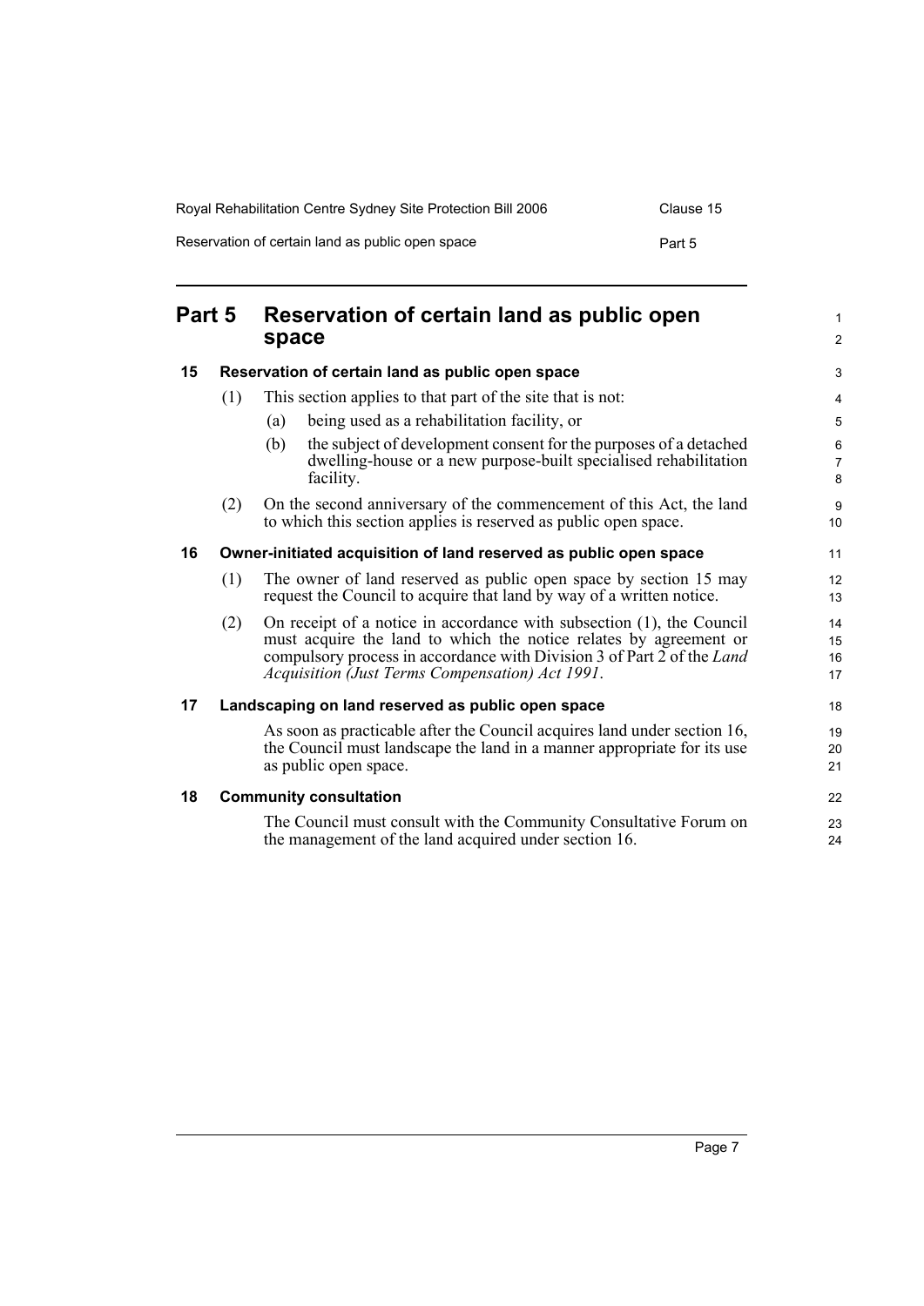# Part 5 Reservation of certain land as public open space

## 15 Reservation of certain land as public open space

(1) This section applies to that part of the site that is not:

(a) being used as a rehabilitation facility, or

(b) the subject of development consent for the purposes of a detached dwelling-house or a new purpose-built specialised rehabilitation facility.

(2) On the second anniversary of the commencement of this Act, the land to which this section applies is reserved as public open space.

## 16 Owner-initiated acquisition of land reserved as public open space

(1) The owner of land reserved as public open space by section 15 may request the Council to acquire that land by way of a written notice.

(2) On receipt of a notice in accordance with subsection (1), the Council must acquire the land to which the notice relates by agreement or compulsory process in accordance with Division 3 of Part 2 of the *Land Acquisition (Just Terms Compensation) Act 1991*.

## 17 Landscaping on land reserved as public open space

As soon as practicable after the Council acquires land under section 16, the Council must landscape the land in a manner appropriate for its use as public open space.

## 18 Community consultation

The Council must consult with the Community Consultative Forum on the management of the land acquired under section 16.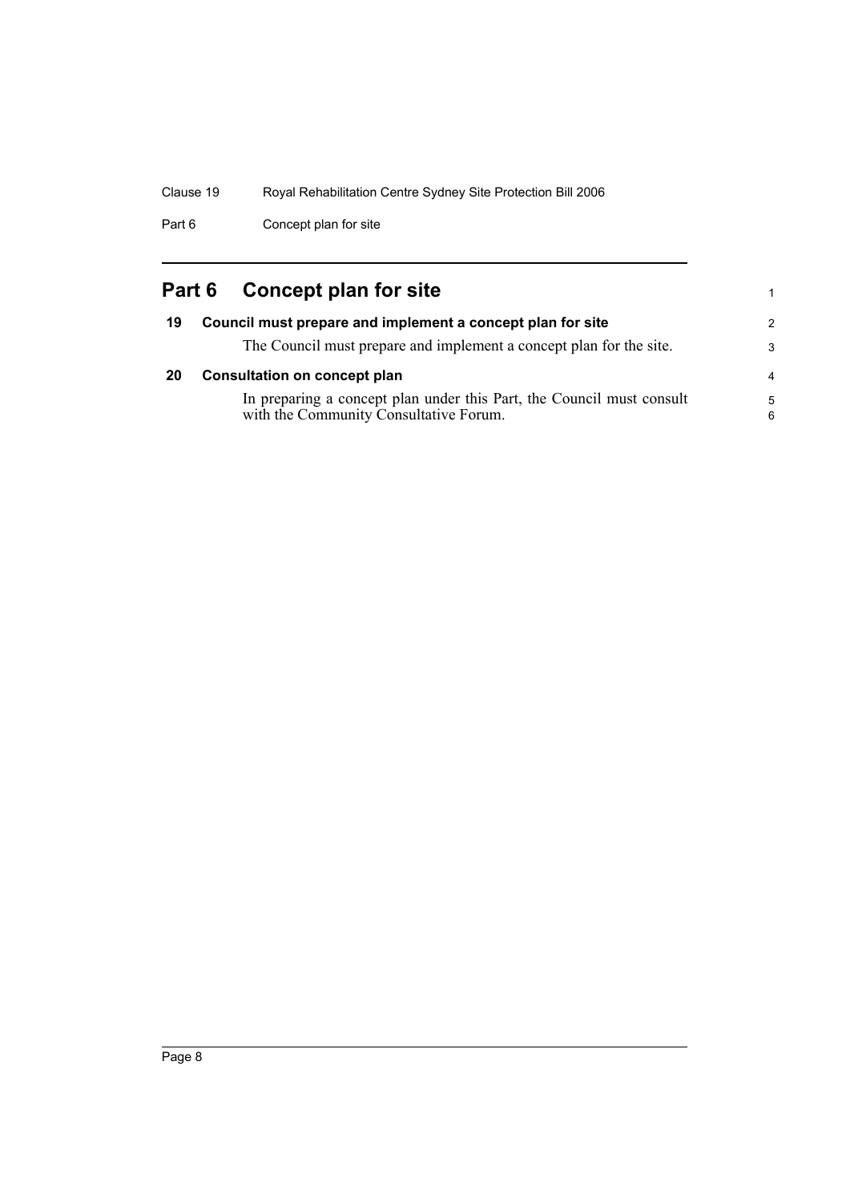# Part 6 Concept plan for site

## 19 Council must prepare and implement a concept plan for site

The Council must prepare and implement a concept plan for the site.

## 20 Consultation on concept plan

In preparing a concept plan under this Part, the Council must consult with the Community Consultative Forum.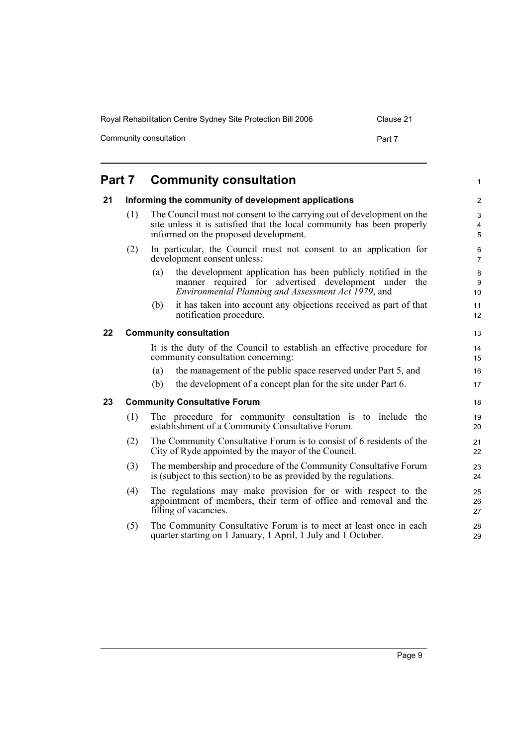## Part 7 Community consultation

### 21 Informing the community of development applications

(1) The Council must not consent to the carrying out of development on the site unless it is satisfied that the local community has been properly informed on the proposed development.

(2) In particular, the Council must not consent to an application for development consent unless:

(a) the development application has been publicly notified in the manner required for advertised development under the *Environmental Planning and Assessment Act 1979*, and

(b) it has taken into account any objections received as part of that notification procedure.

### 22 Community consultation

It is the duty of the Council to establish an effective procedure for community consultation concerning:

(a) the management of the public space reserved under Part 5, and

(b) the development of a concept plan for the site under Part 6.

### 23 Community Consultative Forum

(1) The procedure for community consultation is to include the establishment of a Community Consultative Forum.

(2) The Community Consultative Forum is to consist of 6 residents of the City of Ryde appointed by the mayor of the Council.

(3) The membership and procedure of the Community Consultative Forum is (subject to this section) to be as provided by the regulations.

(4) The regulations may make provision for or with respect to the appointment of members, their term of office and removal and the filling of vacancies.

(5) The Community Consultative Forum is to meet at least once in each quarter starting on 1 January, 1 April, 1 July and 1 October.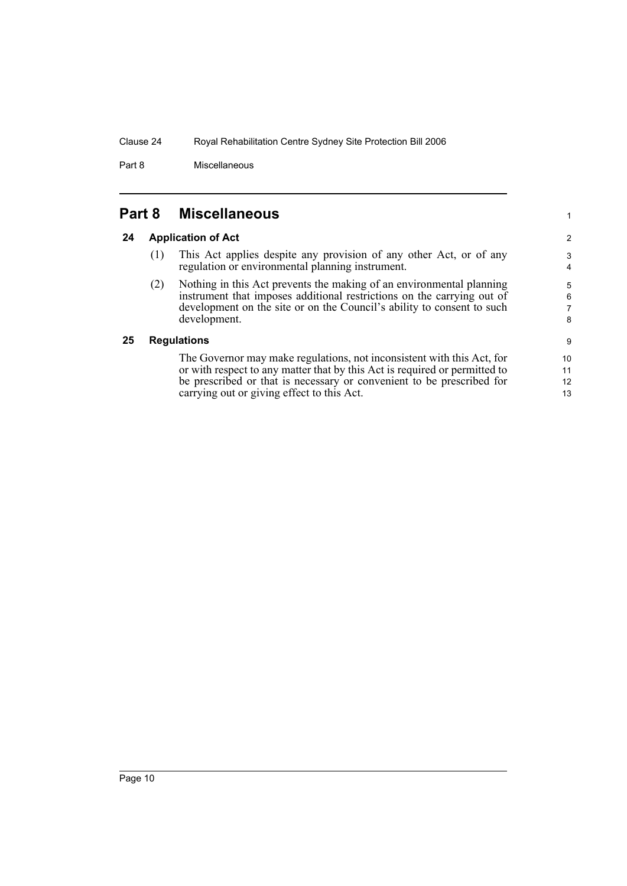## Part 8 Miscellaneous

### 24 Application of Act

(1) This Act applies despite any provision of any other Act, or of any regulation or environmental planning instrument.

(2) Nothing in this Act prevents the making of an environmental planning instrument that imposes additional restrictions on the carrying out of development on the site or on the Council's ability to consent to such development.

### 25 Regulations

The Governor may make regulations, not inconsistent with this Act, for or with respect to any matter that by this Act is required or permitted to be prescribed or that is necessary or convenient to be prescribed for carrying out or giving effect to this Act.